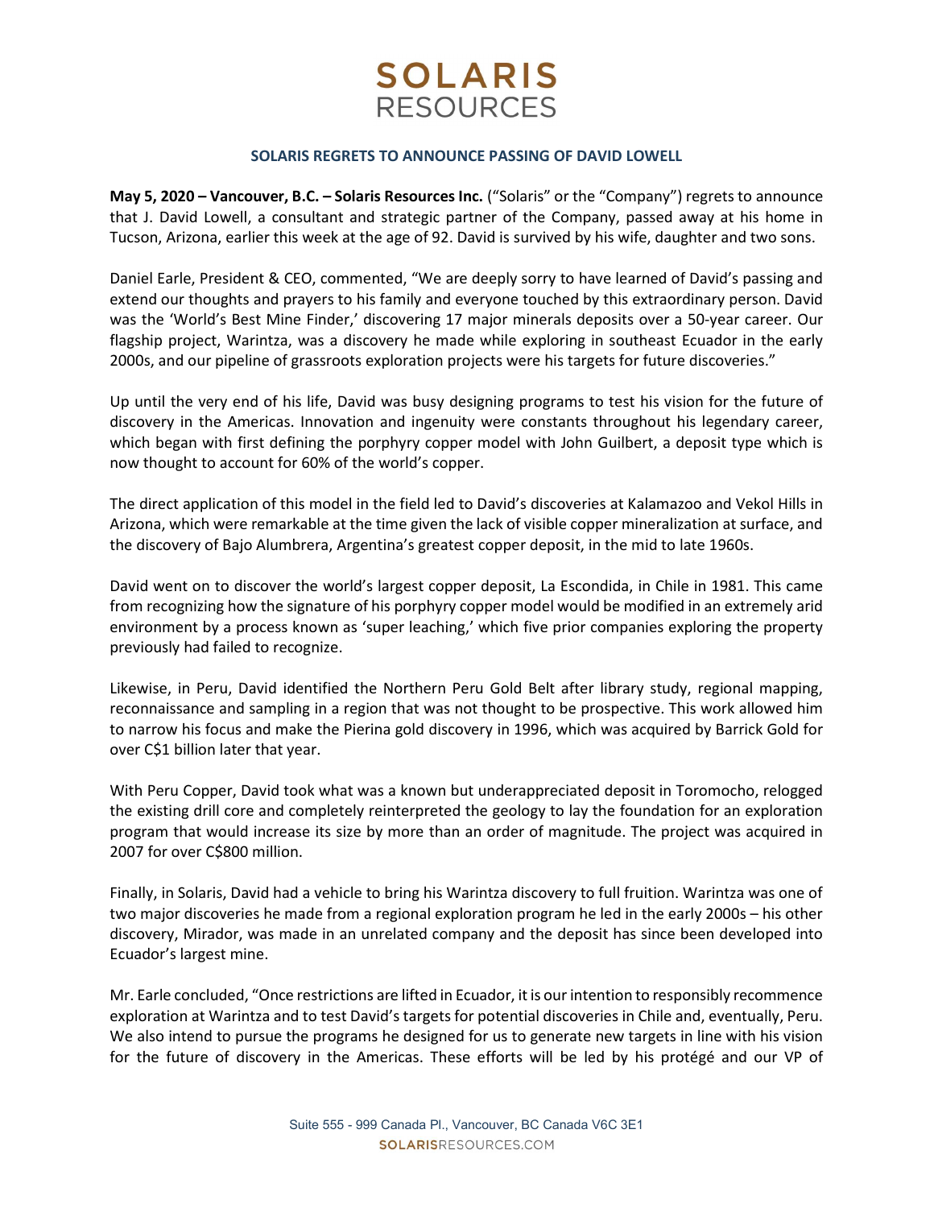# SOLARIS RESOURCES

## SOLARIS REGRETS TO ANNOUNCE PASSING OF DAVID LOWELL

**May 5, 2020 – Vancouver, B.C. – Solaris Resources Inc.** ("Solaris" or the "Company") regrets to announce that J. David Lowell, a consultant and strategic partner of the Company, passed away at his home in Tucson, Arizona, earlier this week at the age of 92. David is survived by his wife, daughter and two sons.

Daniel Earle, President & CEO, commented, "We are deeply sorry to have learned of David's passing and extend our thoughts and prayers to his family and everyone touched by this extraordinary person. David was the 'World's Best Mine Finder,' discovering 17 major minerals deposits over a 50-year career. Our flagship project, Warintza, was a discovery he made while exploring in southeast Ecuador in the early 2000s, and our pipeline of grassroots exploration projects were his targets for future discoveries."

Up until the very end of his life, David was busy designing programs to test his vision for the future of discovery in the Americas. Innovation and ingenuity were constants throughout his legendary career, which began with first defining the porphyry copper model with John Guilbert, a deposit type which is now thought to account for 60% of the world's copper.

The direct application of this model in the field led to David's discoveries at Kalamazoo and Vekol Hills in Arizona, which were remarkable at the time given the lack of visible copper mineralization at surface, and the discovery of Bajo Alumbrera, Argentina's greatest copper deposit, in the mid to late 1960s.

David went on to discover the world's largest copper deposit, La Escondida, in Chile in 1981. This came from recognizing how the signature of his porphyry copper model would be modified in an extremely arid environment by a process known as 'super leaching,' which five prior companies exploring the property previously had failed to recognize.

Likewise, in Peru, David identified the Northern Peru Gold Belt after library study, regional mapping, reconnaissance and sampling in a region that was not thought to be prospective. This work allowed him to narrow his focus and make the Pierina gold discovery in 1996, which was acquired by Barrick Gold for over C$1 billion later that year.

With Peru Copper, David took what was a known but underappreciated deposit in Toromocho, relogged the existing drill core and completely reinterpreted the geology to lay the foundation for an exploration program that would increase its size by more than an order of magnitude. The project was acquired in 2007 for over C$800 million.

Finally, in Solaris, David had a vehicle to bring his Warintza discovery to full fruition. Warintza was one of two major discoveries he made from a regional exploration program he led in the early 2000s – his other discovery, Mirador, was made in an unrelated company and the deposit has since been developed into Ecuador's largest mine.

Mr. Earle concluded, "Once restrictions are lifted in Ecuador, it is our intention to responsibly recommence exploration at Warintza and to test David's targets for potential discoveries in Chile and, eventually, Peru. We also intend to pursue the programs he designed for us to generate new targets in line with his vision for the future of discovery in the Americas. These efforts will be led by his protégé and our VP of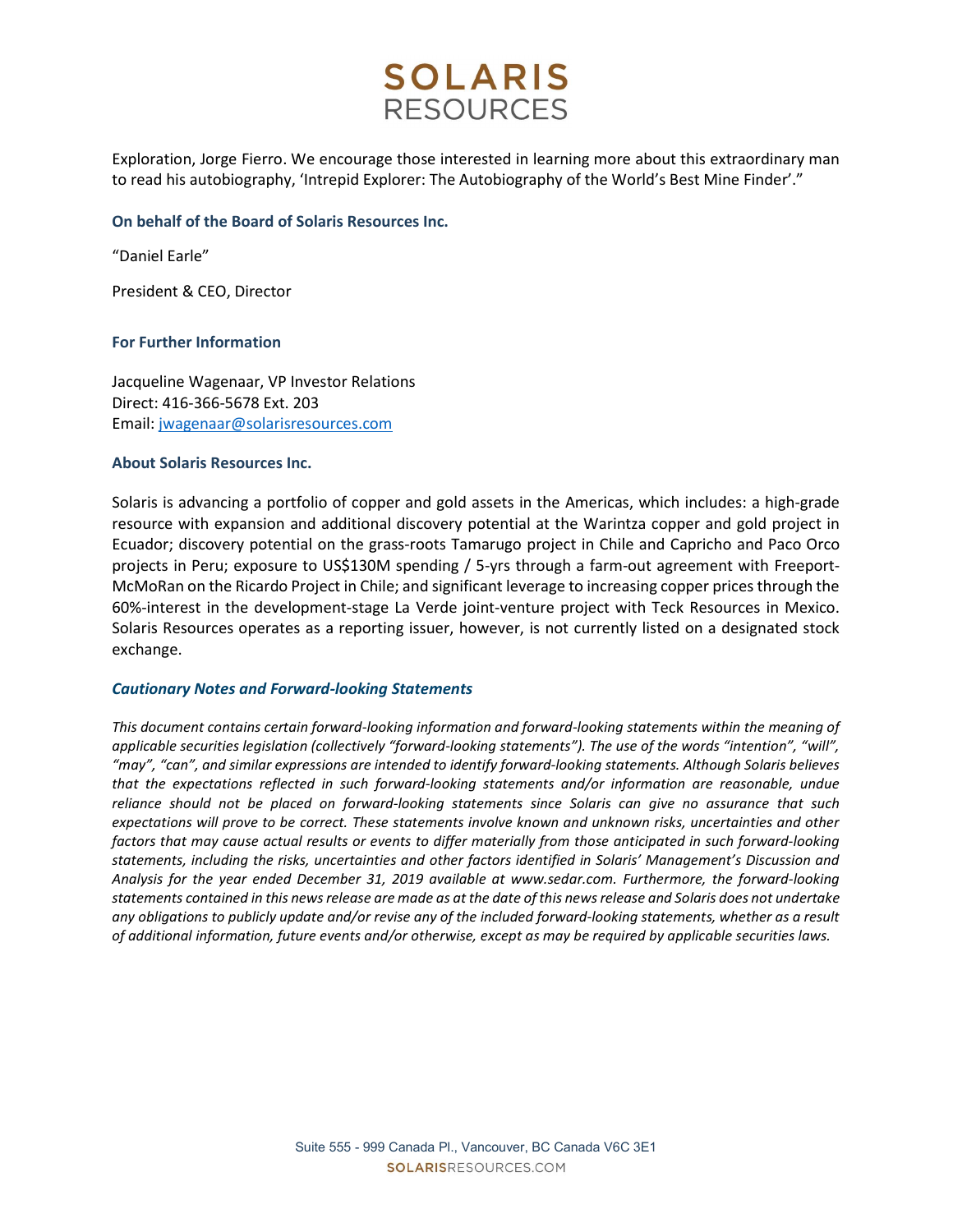Exploration, Jorge Fierro. We encourage those interested in learning more about this extraordinary man to read his autobiography, 'Intrepid Explorer: The Autobiography of the World's Best Mine Finder'."

**On behalf of the Board of Solaris Resources Inc.**

"Daniel Earle"

President & CEO, Director

**For Further Information**

Jacqueline Wagenaar, VP Investor Relations
Direct: 416-366-5678 Ext. 203
Email: jwagenaar@solarisresources.com

**About Solaris Resources Inc.**

Solaris is advancing a portfolio of copper and gold assets in the Americas, which includes: a high-grade resource with expansion and additional discovery potential at the Warintza copper and gold project in Ecuador; discovery potential on the grass-roots Tamarugo project in Chile and Capricho and Paco Orco projects in Peru; exposure to US$130M spending / 5-yrs through a farm-out agreement with Freeport-McMoRan on the Ricardo Project in Chile; and significant leverage to increasing copper prices through the 60%-interest in the development-stage La Verde joint-venture project with Teck Resources in Mexico. Solaris Resources operates as a reporting issuer, however, is not currently listed on a designated stock exchange.

***Cautionary Notes and Forward-looking Statements***

*This document contains certain forward-looking information and forward-looking statements within the meaning of applicable securities legislation (collectively "forward-looking statements"). The use of the words "intention", "will", "may", "can", and similar expressions are intended to identify forward-looking statements. Although Solaris believes that the expectations reflected in such forward-looking statements and/or information are reasonable, undue reliance should not be placed on forward-looking statements since Solaris can give no assurance that such expectations will prove to be correct. These statements involve known and unknown risks, uncertainties and other factors that may cause actual results or events to differ materially from those anticipated in such forward-looking statements, including the risks, uncertainties and other factors identified in Solaris' Management's Discussion and Analysis for the year ended December 31, 2019 available at www.sedar.com. Furthermore, the forward-looking statements contained in this news release are made as at the date of this news release and Solaris does not undertake any obligations to publicly update and/or revise any of the included forward-looking statements, whether as a result of additional information, future events and/or otherwise, except as may be required by applicable securities laws.*